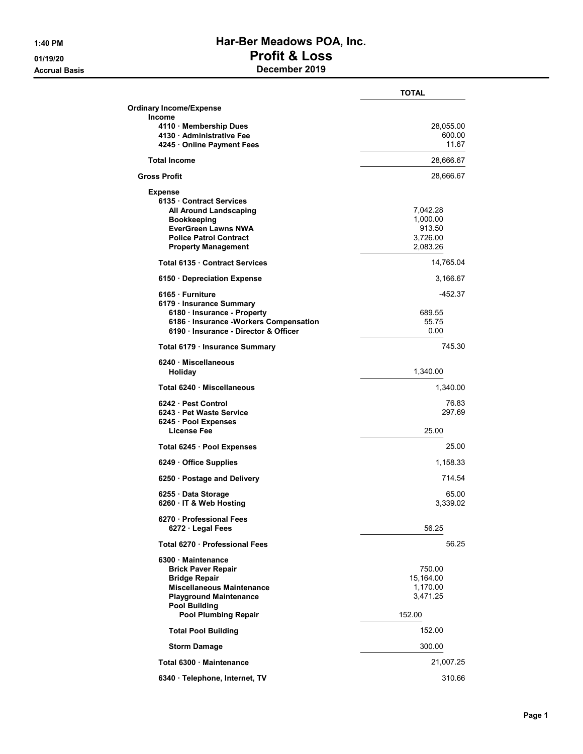# Har-Ber Meadows POA, Inc.
## Profit & Loss
### December 2019

1:40 PM
01/19/20
Accrual Basis

| | | TOTAL |
|---|---|---|
| **Ordinary Income/Expense** | | |
| **Income** | | |
| 4110 · Membership Dues | | 28,055.00 |
| 4130 · Administrative Fee | | 600.00 |
| 4245 · Online Payment Fees | | 11.67 |
| **Total Income** | | 28,666.67 |
| **Gross Profit** | | 28,666.67 |
| **Expense** | | |
| 6135 · Contract Services | | |
| All Around Landscaping | 7,042.28 | |
| Bookkeeping | 1,000.00 | |
| EverGreen Lawns NWA | 913.50 | |
| Police Patrol Contract | 3,726.00 | |
| Property Management | 2,083.26 | |
| **Total 6135 · Contract Services** | | 14,765.04 |
| 6150 · Depreciation Expense | | 3,166.67 |
| 6165 · Furniture | | -452.37 |
| 6179 · Insurance Summary | | |
| 6180 · Insurance - Property | 689.55 | |
| 6186 · Insurance -Workers Compensation | 55.75 | |
| 6190 · Insurance - Director & Officer | 0.00 | |
| **Total 6179 · Insurance Summary** | | 745.30 |
| 6240 · Miscellaneous | | |
| Holiday | 1,340.00 | |
| **Total 6240 · Miscellaneous** | | 1,340.00 |
| 6242 · Pest Control | | 76.83 |
| 6243 · Pet Waste Service | | 297.69 |
| 6245 · Pool Expenses | | |
| License Fee | 25.00 | |
| **Total 6245 · Pool Expenses** | | 25.00 |
| 6249 · Office Supplies | | 1,158.33 |
| 6250 · Postage and Delivery | | 714.54 |
| 6255 · Data Storage | | 65.00 |
| 6260 · IT & Web Hosting | | 3,339.02 |
| 6270 · Professional Fees | | |
| 6272 · Legal Fees | 56.25 | |
| **Total 6270 · Professional Fees** | | 56.25 |
| 6300 · Maintenance | | |
| Brick Paver Repair | 750.00 | |
| Bridge Repair | 15,164.00 | |
| Miscellaneous Maintenance | 1,170.00 | |
| Playground Maintenance | 3,471.25 | |
| Pool Building | | |
| Pool Plumbing Repair | 152.00 | |
| **Total Pool Building** | 152.00 | |
| Storm Damage | 300.00 | |
| **Total 6300 · Maintenance** | | 21,007.25 |
| 6340 · Telephone, Internet, TV | | 310.66 |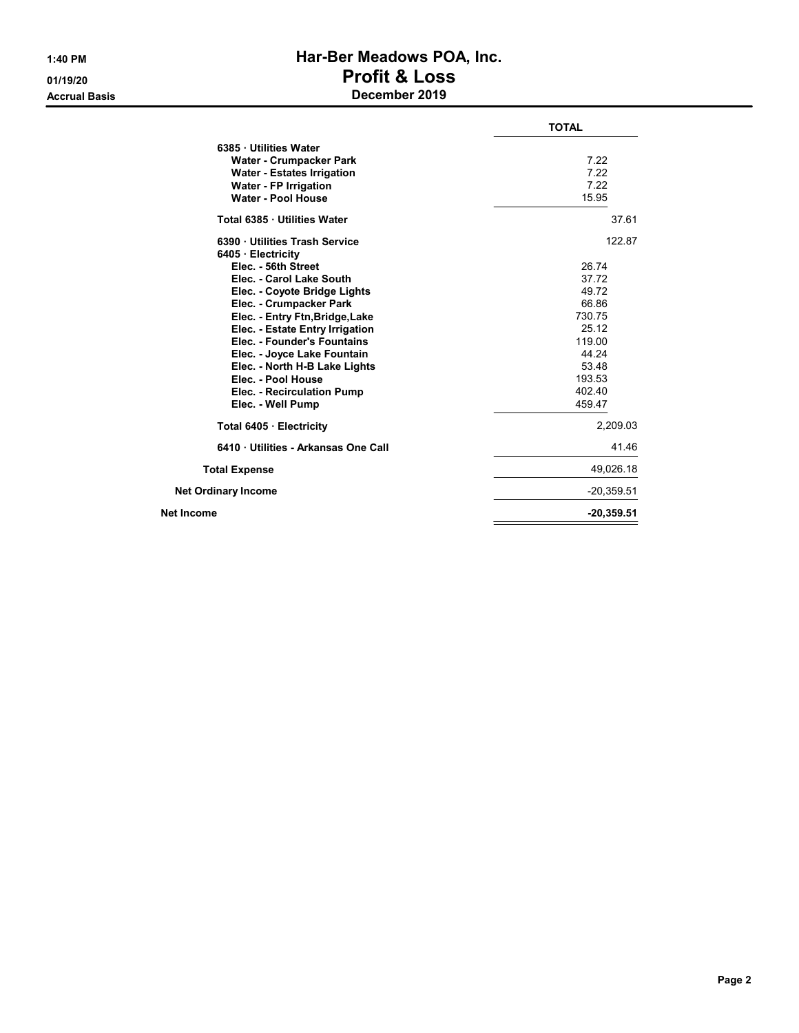# Har-Ber Meadows POA, Inc.
## Profit & Loss
### December 2019

1:40 PM
01/19/20
Accrual Basis

| | | TOTAL |
|---|---|---|
| 6385 · Utilities Water | | |
| Water - Crumpacker Park | 7.22 | |
| Water - Estates Irrigation | 7.22 | |
| Water - FP Irrigation | 7.22 | |
| Water - Pool House | 15.95 | |
| Total 6385 · Utilities Water | | 37.61 |
| 6390 · Utilities Trash Service | | 122.87 |
| 6405 · Electricity | | |
| Elec. - 56th Street | 26.74 | |
| Elec. - Carol Lake South | 37.72 | |
| Elec. - Coyote Bridge Lights | 49.72 | |
| Elec. - Crumpacker Park | 66.86 | |
| Elec. - Entry Ftn,Bridge,Lake | 730.75 | |
| Elec. - Estate Entry Irrigation | 25.12 | |
| Elec. - Founder's Fountains | 119.00 | |
| Elec. - Joyce Lake Fountain | 44.24 | |
| Elec. - North H-B Lake Lights | 53.48 | |
| Elec. - Pool House | 193.53 | |
| Elec. - Recirculation Pump | 402.40 | |
| Elec. - Well Pump | 459.47 | |
| Total 6405 · Electricity | | 2,209.03 |
| 6410 · Utilities - Arkansas One Call | | 41.46 |
| Total Expense | | 49,026.18 |
| Net Ordinary Income | | -20,359.51 |
| **Net Income** | | **-20,359.51** |